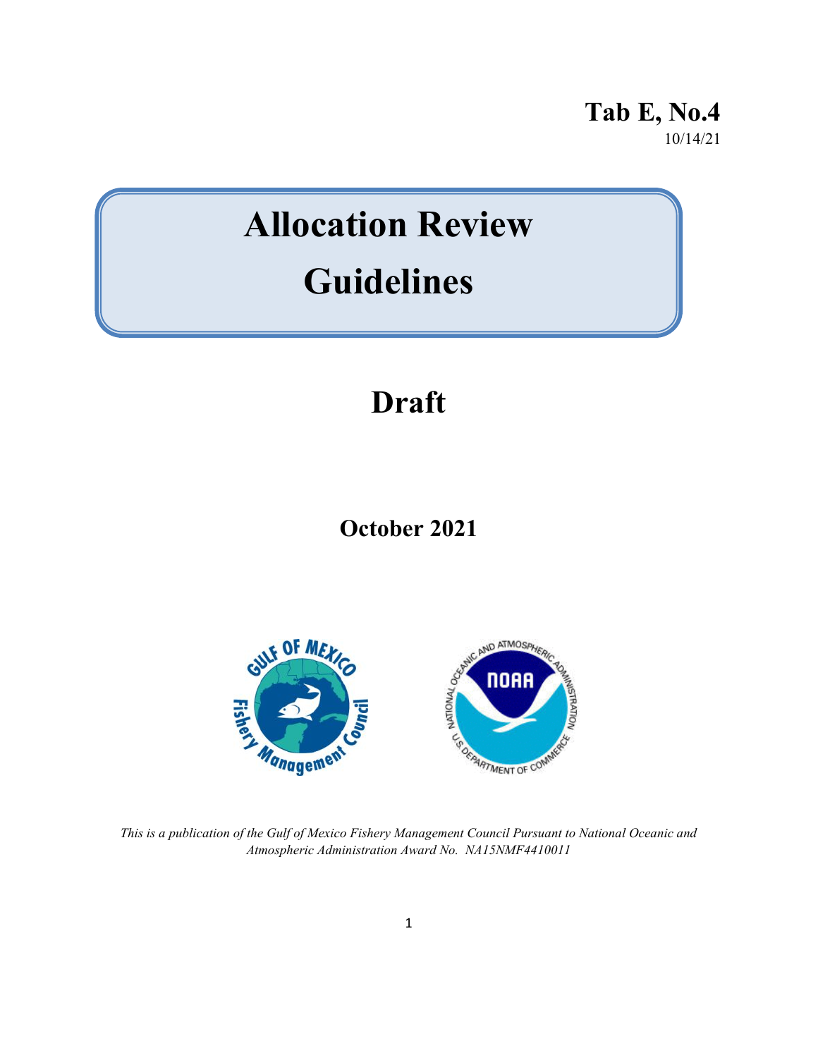**Tab E, No.4**
10/14/21

# Allocation Review Guidelines

## Draft

### October 2021

*This is a publication of the Gulf of Mexico Fishery Management Council Pursuant to National Oceanic and Atmospheric Administration Award No. NA15NMF4410011*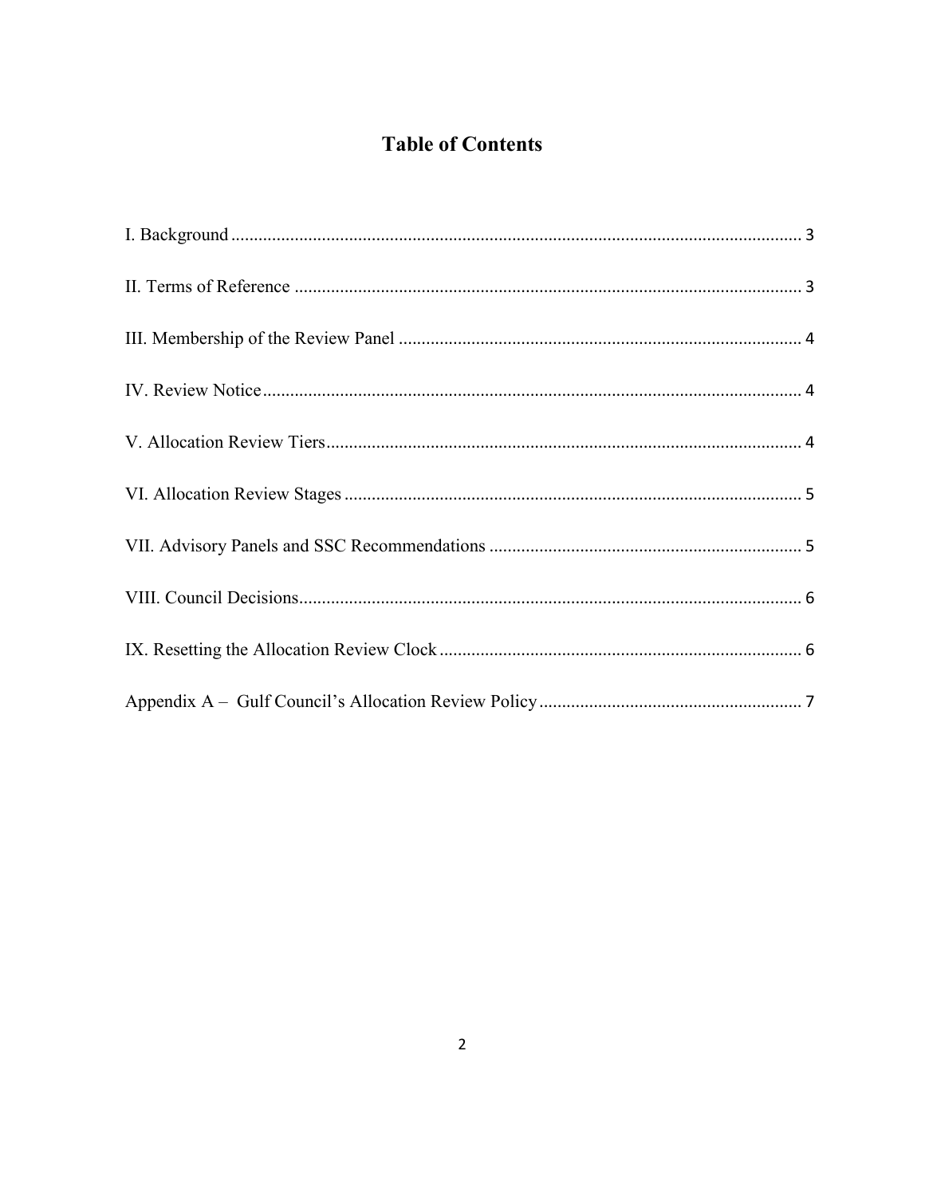# Table of Contents

I. Background .......... 3

II. Terms of Reference .......... 3

III. Membership of the Review Panel .......... 4

IV. Review Notice .......... 4

V. Allocation Review Tiers .......... 4

VI. Allocation Review Stages .......... 5

VII. Advisory Panels and SSC Recommendations .......... 5

VIII. Council Decisions .......... 6

IX. Resetting the Allocation Review Clock .......... 6

Appendix A – Gulf Council's Allocation Review Policy .......... 7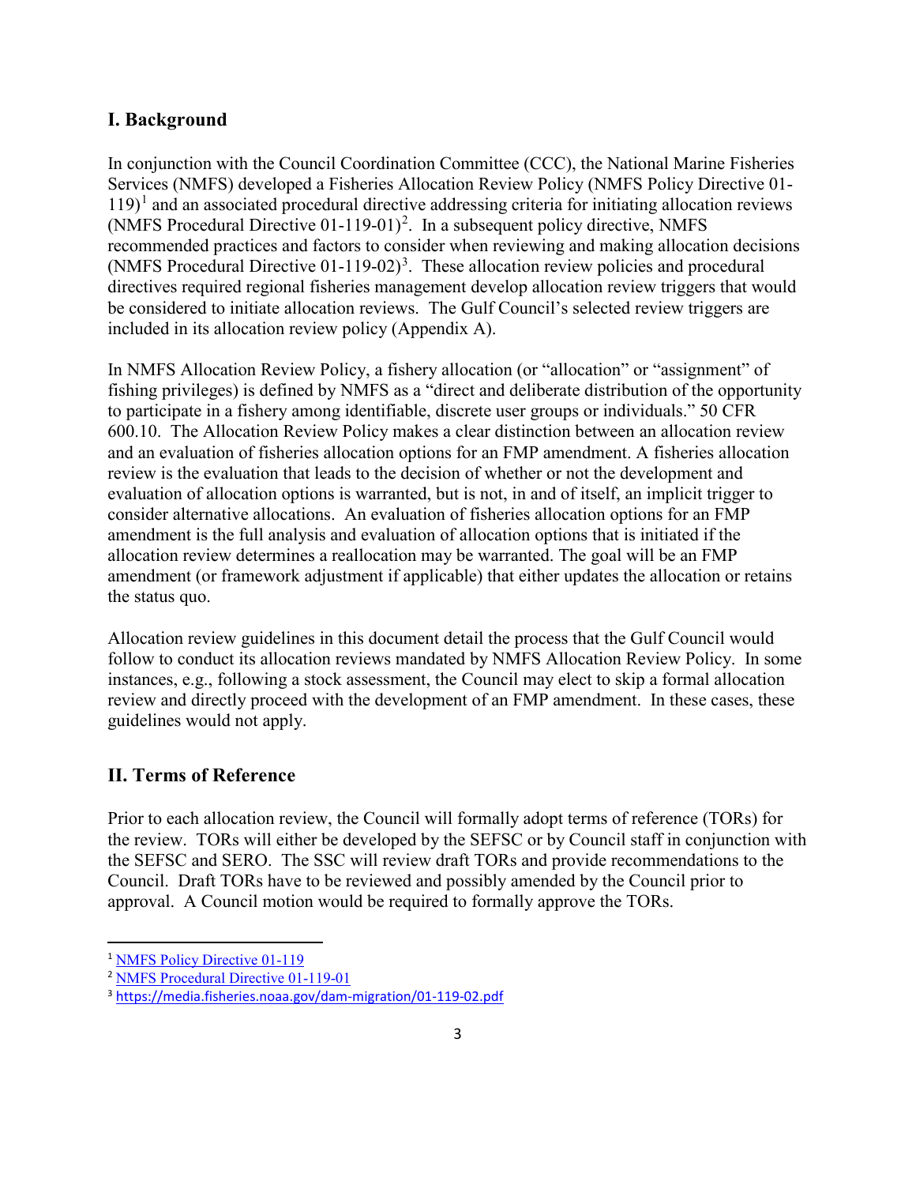## I. Background

In conjunction with the Council Coordination Committee (CCC), the National Marine Fisheries Services (NMFS) developed a Fisheries Allocation Review Policy (NMFS Policy Directive 01-119)[1] and an associated procedural directive addressing criteria for initiating allocation reviews (NMFS Procedural Directive 01-119-01)[2]. In a subsequent policy directive, NMFS recommended practices and factors to consider when reviewing and making allocation decisions (NMFS Procedural Directive 01-119-02)[3]. These allocation review policies and procedural directives required regional fisheries management develop allocation review triggers that would be considered to initiate allocation reviews. The Gulf Council's selected review triggers are included in its allocation review policy (Appendix A).

In NMFS Allocation Review Policy, a fishery allocation (or "allocation" or "assignment" of fishing privileges) is defined by NMFS as a "direct and deliberate distribution of the opportunity to participate in a fishery among identifiable, discrete user groups or individuals." 50 CFR 600.10. The Allocation Review Policy makes a clear distinction between an allocation review and an evaluation of fisheries allocation options for an FMP amendment. A fisheries allocation review is the evaluation that leads to the decision of whether or not the development and evaluation of allocation options is warranted, but is not, in and of itself, an implicit trigger to consider alternative allocations. An evaluation of fisheries allocation options for an FMP amendment is the full analysis and evaluation of allocation options that is initiated if the allocation review determines a reallocation may be warranted. The goal will be an FMP amendment (or framework adjustment if applicable) that either updates the allocation or retains the status quo.

Allocation review guidelines in this document detail the process that the Gulf Council would follow to conduct its allocation reviews mandated by NMFS Allocation Review Policy. In some instances, e.g., following a stock assessment, the Council may elect to skip a formal allocation review and directly proceed with the development of an FMP amendment. In these cases, these guidelines would not apply.

## II. Terms of Reference

Prior to each allocation review, the Council will formally adopt terms of reference (TORs) for the review. TORs will either be developed by the SEFSC or by Council staff in conjunction with the SEFSC and SERO. The SSC will review draft TORs and provide recommendations to the Council. Draft TORs have to be reviewed and possibly amended by the Council prior to approval. A Council motion would be required to formally approve the TORs.

---

[1] NMFS Policy Directive 01-119

[2] NMFS Procedural Directive 01-119-01

[3] https://media.fisheries.noaa.gov/dam-migration/01-119-02.pdf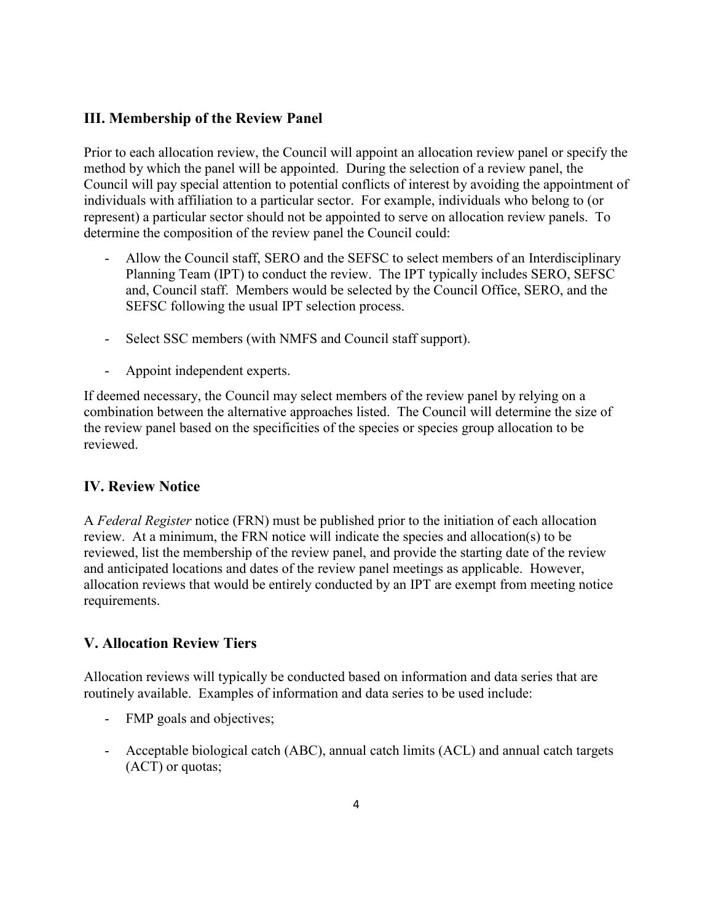## III. Membership of the Review Panel

Prior to each allocation review, the Council will appoint an allocation review panel or specify the method by which the panel will be appointed. During the selection of a review panel, the Council will pay special attention to potential conflicts of interest by avoiding the appointment of individuals with affiliation to a particular sector. For example, individuals who belong to (or represent) a particular sector should not be appointed to serve on allocation review panels. To determine the composition of the review panel the Council could:

- Allow the Council staff, SERO and the SEFSC to select members of an Interdisciplinary Planning Team (IPT) to conduct the review. The IPT typically includes SERO, SEFSC and, Council staff. Members would be selected by the Council Office, SERO, and the SEFSC following the usual IPT selection process.

- Select SSC members (with NMFS and Council staff support).

- Appoint independent experts.

If deemed necessary, the Council may select members of the review panel by relying on a combination between the alternative approaches listed. The Council will determine the size of the review panel based on the specificities of the species or species group allocation to be reviewed.

## IV. Review Notice

A *Federal Register* notice (FRN) must be published prior to the initiation of each allocation review. At a minimum, the FRN notice will indicate the species and allocation(s) to be reviewed, list the membership of the review panel, and provide the starting date of the review and anticipated locations and dates of the review panel meetings as applicable. However, allocation reviews that would be entirely conducted by an IPT are exempt from meeting notice requirements.

## V. Allocation Review Tiers

Allocation reviews will typically be conducted based on information and data series that are routinely available. Examples of information and data series to be used include:

- FMP goals and objectives;

- Acceptable biological catch (ABC), annual catch limits (ACL) and annual catch targets (ACT) or quotas;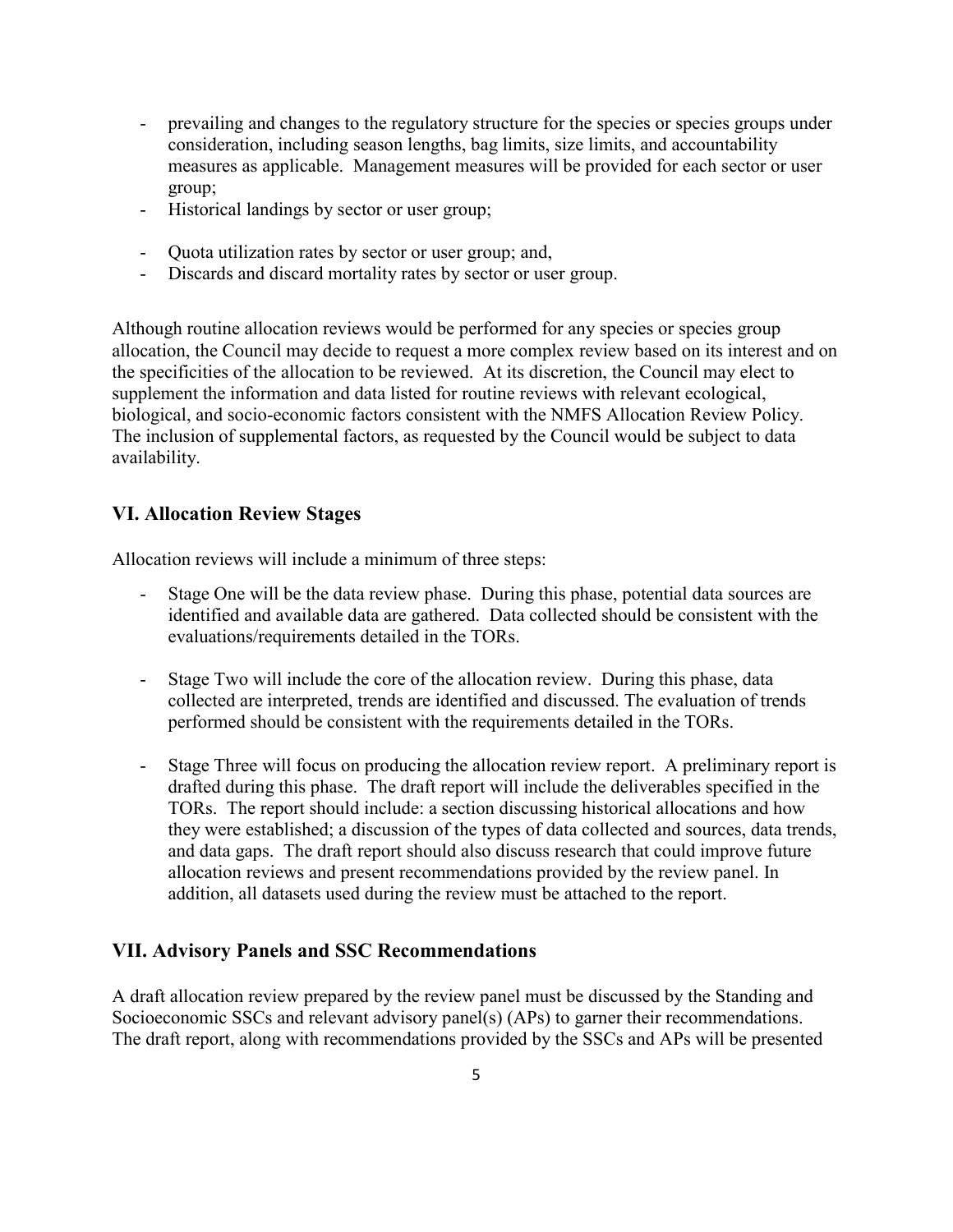- prevailing and changes to the regulatory structure for the species or species groups under consideration, including season lengths, bag limits, size limits, and accountability measures as applicable. Management measures will be provided for each sector or user group;
- Historical landings by sector or user group;
- Quota utilization rates by sector or user group; and,
- Discards and discard mortality rates by sector or user group.

Although routine allocation reviews would be performed for any species or species group allocation, the Council may decide to request a more complex review based on its interest and on the specificities of the allocation to be reviewed. At its discretion, the Council may elect to supplement the information and data listed for routine reviews with relevant ecological, biological, and socio-economic factors consistent with the NMFS Allocation Review Policy. The inclusion of supplemental factors, as requested by the Council would be subject to data availability.

## VI. Allocation Review Stages

Allocation reviews will include a minimum of three steps:

- Stage One will be the data review phase. During this phase, potential data sources are identified and available data are gathered. Data collected should be consistent with the evaluations/requirements detailed in the TORs.

- Stage Two will include the core of the allocation review. During this phase, data collected are interpreted, trends are identified and discussed. The evaluation of trends performed should be consistent with the requirements detailed in the TORs.

- Stage Three will focus on producing the allocation review report. A preliminary report is drafted during this phase. The draft report will include the deliverables specified in the TORs. The report should include: a section discussing historical allocations and how they were established; a discussion of the types of data collected and sources, data trends, and data gaps. The draft report should also discuss research that could improve future allocation reviews and present recommendations provided by the review panel. In addition, all datasets used during the review must be attached to the report.

## VII. Advisory Panels and SSC Recommendations

A draft allocation review prepared by the review panel must be discussed by the Standing and Socioeconomic SSCs and relevant advisory panel(s) (APs) to garner their recommendations. The draft report, along with recommendations provided by the SSCs and APs will be presented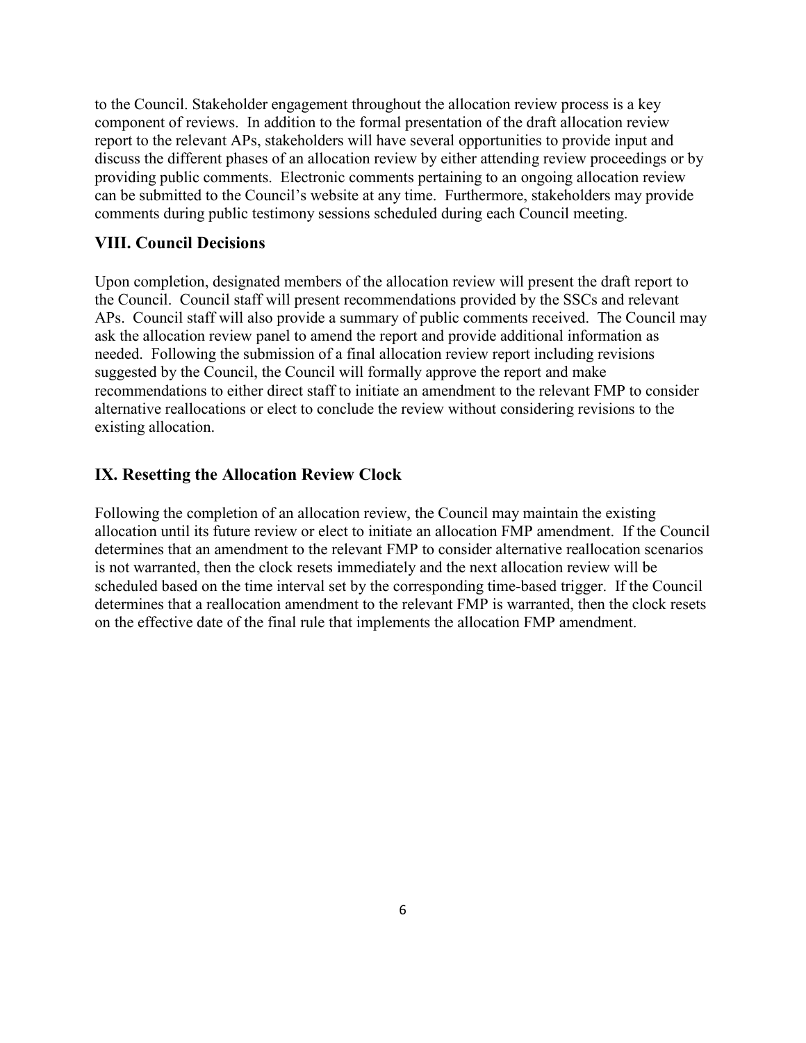to the Council. Stakeholder engagement throughout the allocation review process is a key component of reviews. In addition to the formal presentation of the draft allocation review report to the relevant APs, stakeholders will have several opportunities to provide input and discuss the different phases of an allocation review by either attending review proceedings or by providing public comments. Electronic comments pertaining to an ongoing allocation review can be submitted to the Council's website at any time. Furthermore, stakeholders may provide comments during public testimony sessions scheduled during each Council meeting.

## VIII. Council Decisions

Upon completion, designated members of the allocation review will present the draft report to the Council. Council staff will present recommendations provided by the SSCs and relevant APs. Council staff will also provide a summary of public comments received. The Council may ask the allocation review panel to amend the report and provide additional information as needed. Following the submission of a final allocation review report including revisions suggested by the Council, the Council will formally approve the report and make recommendations to either direct staff to initiate an amendment to the relevant FMP to consider alternative reallocations or elect to conclude the review without considering revisions to the existing allocation.

## IX. Resetting the Allocation Review Clock

Following the completion of an allocation review, the Council may maintain the existing allocation until its future review or elect to initiate an allocation FMP amendment. If the Council determines that an amendment to the relevant FMP to consider alternative reallocation scenarios is not warranted, then the clock resets immediately and the next allocation review will be scheduled based on the time interval set by the corresponding time-based trigger. If the Council determines that a reallocation amendment to the relevant FMP is warranted, then the clock resets on the effective date of the final rule that implements the allocation FMP amendment.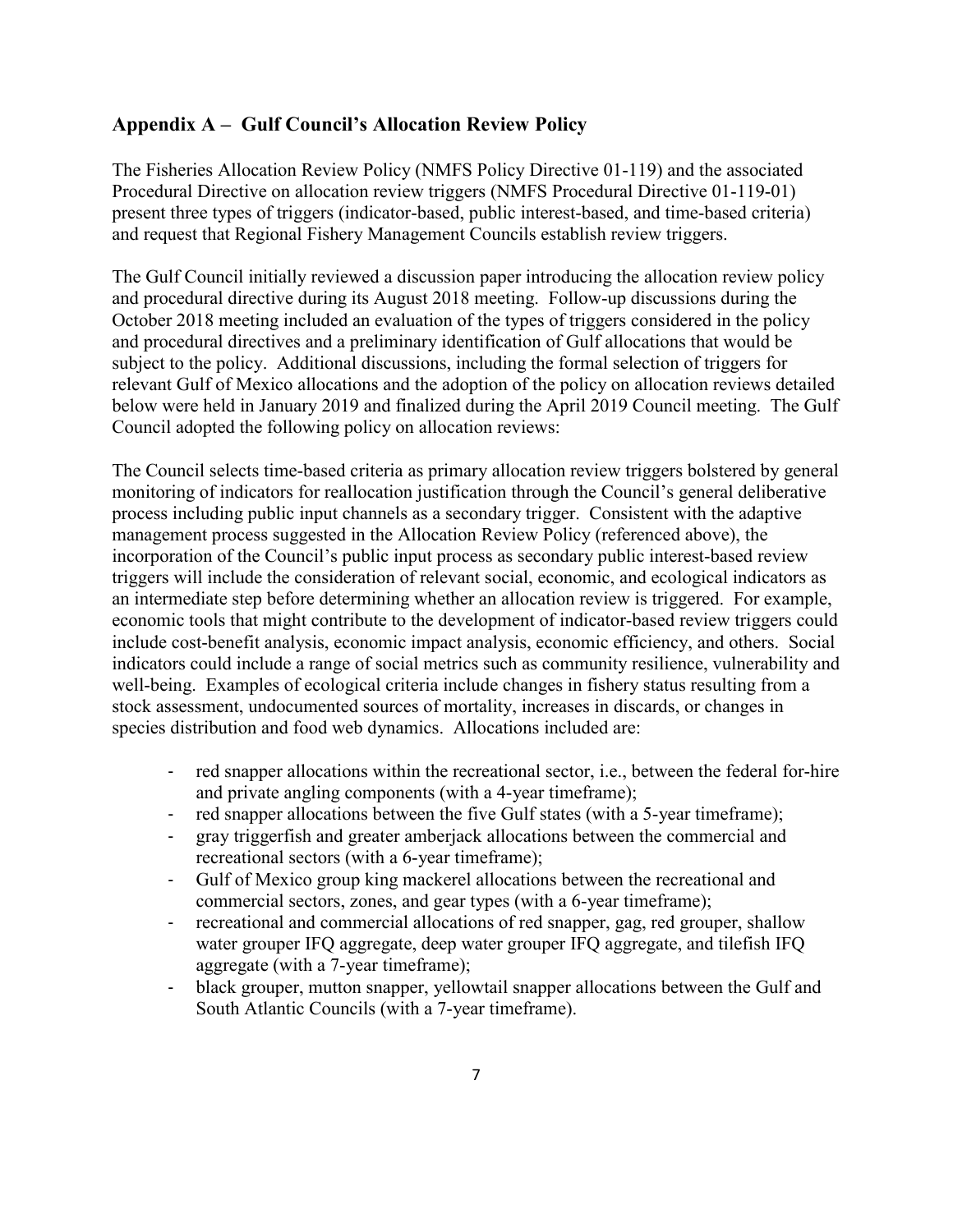## Appendix A – Gulf Council's Allocation Review Policy

The Fisheries Allocation Review Policy (NMFS Policy Directive 01-119) and the associated Procedural Directive on allocation review triggers (NMFS Procedural Directive 01-119-01) present three types of triggers (indicator-based, public interest-based, and time-based criteria) and request that Regional Fishery Management Councils establish review triggers.

The Gulf Council initially reviewed a discussion paper introducing the allocation review policy and procedural directive during its August 2018 meeting. Follow-up discussions during the October 2018 meeting included an evaluation of the types of triggers considered in the policy and procedural directives and a preliminary identification of Gulf allocations that would be subject to the policy. Additional discussions, including the formal selection of triggers for relevant Gulf of Mexico allocations and the adoption of the policy on allocation reviews detailed below were held in January 2019 and finalized during the April 2019 Council meeting. The Gulf Council adopted the following policy on allocation reviews:

The Council selects time-based criteria as primary allocation review triggers bolstered by general monitoring of indicators for reallocation justification through the Council's general deliberative process including public input channels as a secondary trigger. Consistent with the adaptive management process suggested in the Allocation Review Policy (referenced above), the incorporation of the Council's public input process as secondary public interest-based review triggers will include the consideration of relevant social, economic, and ecological indicators as an intermediate step before determining whether an allocation review is triggered. For example, economic tools that might contribute to the development of indicator-based review triggers could include cost-benefit analysis, economic impact analysis, economic efficiency, and others. Social indicators could include a range of social metrics such as community resilience, vulnerability and well-being. Examples of ecological criteria include changes in fishery status resulting from a stock assessment, undocumented sources of mortality, increases in discards, or changes in species distribution and food web dynamics. Allocations included are:

- red snapper allocations within the recreational sector, i.e., between the federal for-hire and private angling components (with a 4-year timeframe);
- red snapper allocations between the five Gulf states (with a 5-year timeframe);
- gray triggerfish and greater amberjack allocations between the commercial and recreational sectors (with a 6-year timeframe);
- Gulf of Mexico group king mackerel allocations between the recreational and commercial sectors, zones, and gear types (with a 6-year timeframe);
- recreational and commercial allocations of red snapper, gag, red grouper, shallow water grouper IFQ aggregate, deep water grouper IFQ aggregate, and tilefish IFQ aggregate (with a 7-year timeframe);
- black grouper, mutton snapper, yellowtail snapper allocations between the Gulf and South Atlantic Councils (with a 7-year timeframe).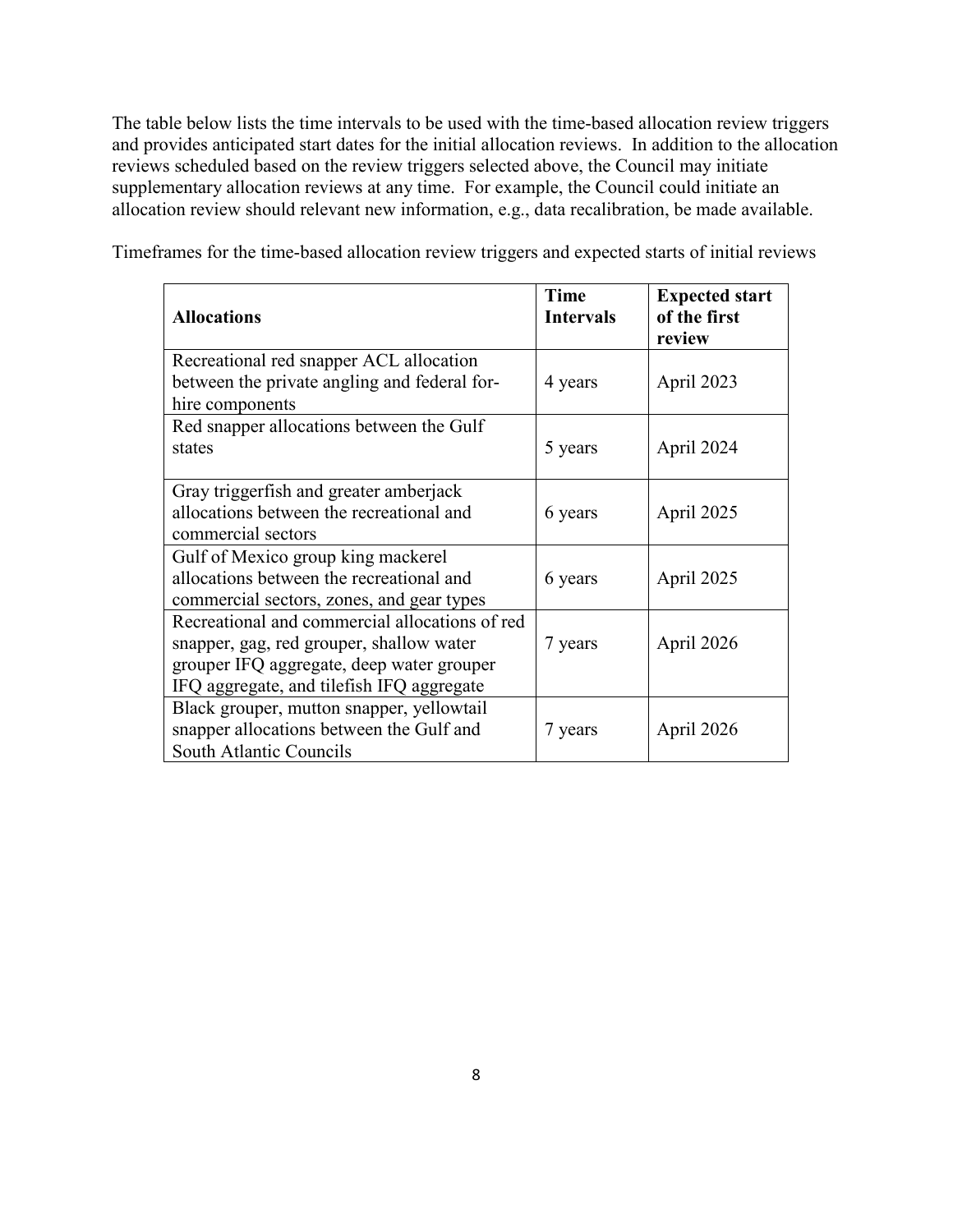The table below lists the time intervals to be used with the time-based allocation review triggers and provides anticipated start dates for the initial allocation reviews. In addition to the allocation reviews scheduled based on the review triggers selected above, the Council may initiate supplementary allocation reviews at any time. For example, the Council could initiate an allocation review should relevant new information, e.g., data recalibration, be made available.

Timeframes for the time-based allocation review triggers and expected starts of initial reviews

| **Allocations** | **Time Intervals** | **Expected start of the first review** |
|---|---|---|
| Recreational red snapper ACL allocation between the private angling and federal for-hire components | 4 years | April 2023 |
| Red snapper allocations between the Gulf states | 5 years | April 2024 |
| Gray triggerfish and greater amberjack allocations between the recreational and commercial sectors | 6 years | April 2025 |
| Gulf of Mexico group king mackerel allocations between the recreational and commercial sectors, zones, and gear types | 6 years | April 2025 |
| Recreational and commercial allocations of red snapper, gag, red grouper, shallow water grouper IFQ aggregate, deep water grouper IFQ aggregate, and tilefish IFQ aggregate | 7 years | April 2026 |
| Black grouper, mutton snapper, yellowtail snapper allocations between the Gulf and South Atlantic Councils | 7 years | April 2026 |